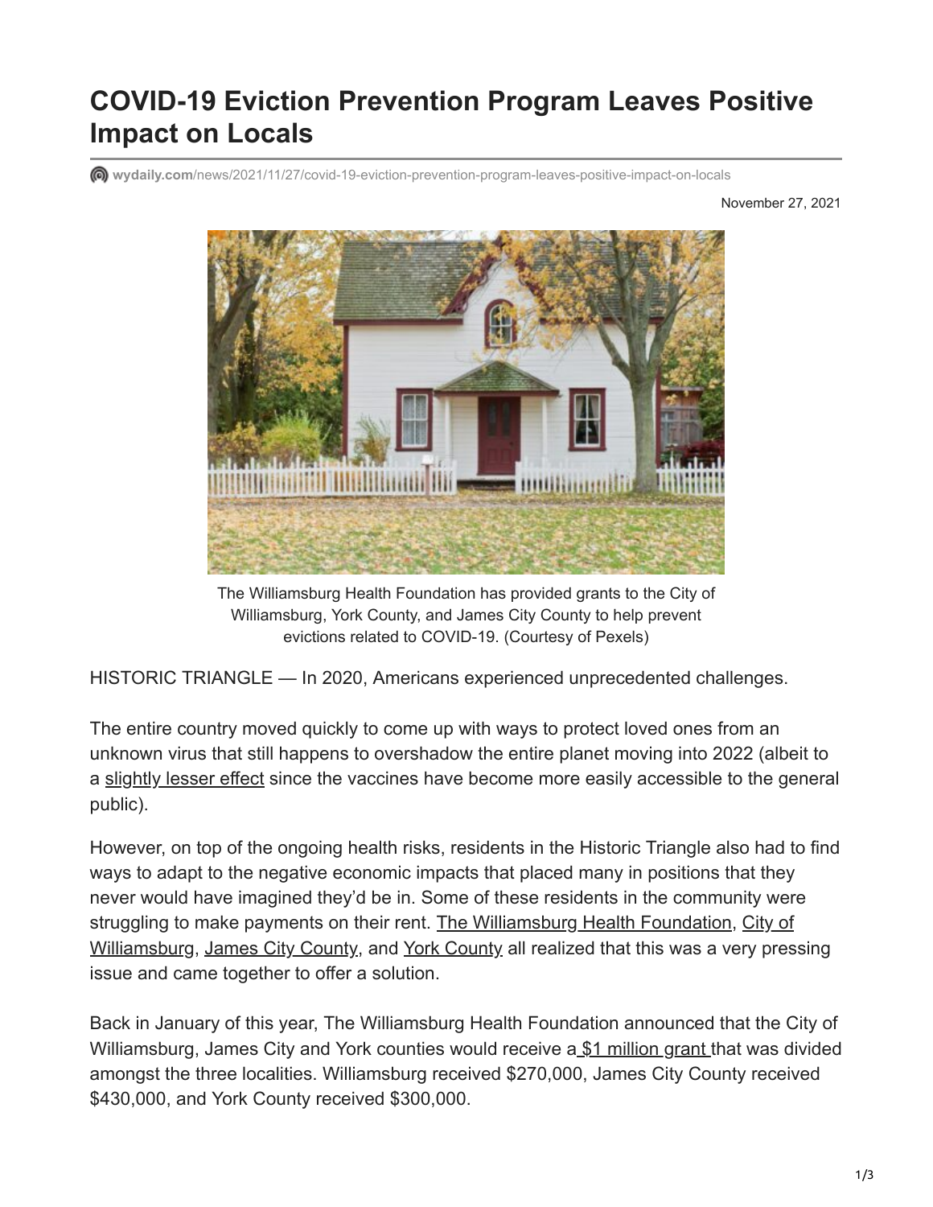# COVID-19 Eviction Prevention Program Leaves Positive Impact on Locals

wydaily.com/news/2021/11/27/covid-19-eviction-prevention-program-leaves-positive-impact-on-locals

November 27, 2021

The Williamsburg Health Foundation has provided grants to the City of Williamsburg, York County, and James City County to help prevent evictions related to COVID-19. (Courtesy of Pexels)

HISTORIC TRIANGLE — In 2020, Americans experienced unprecedented challenges.

The entire country moved quickly to come up with ways to protect loved ones from an unknown virus that still happens to overshadow the entire planet moving into 2022 (albeit to a slightly lesser effect since the vaccines have become more easily accessible to the general public).

However, on top of the ongoing health risks, residents in the Historic Triangle also had to find ways to adapt to the negative economic impacts that placed many in positions that they never would have imagined they'd be in. Some of these residents in the community were struggling to make payments on their rent. The Williamsburg Health Foundation, City of Williamsburg, James City County, and York County all realized that this was a very pressing issue and came together to offer a solution.

Back in January of this year, The Williamsburg Health Foundation announced that the City of Williamsburg, James City and York counties would receive a $1 million grant that was divided amongst the three localities. Williamsburg received $270,000, James City County received $430,000, and York County received $300,000.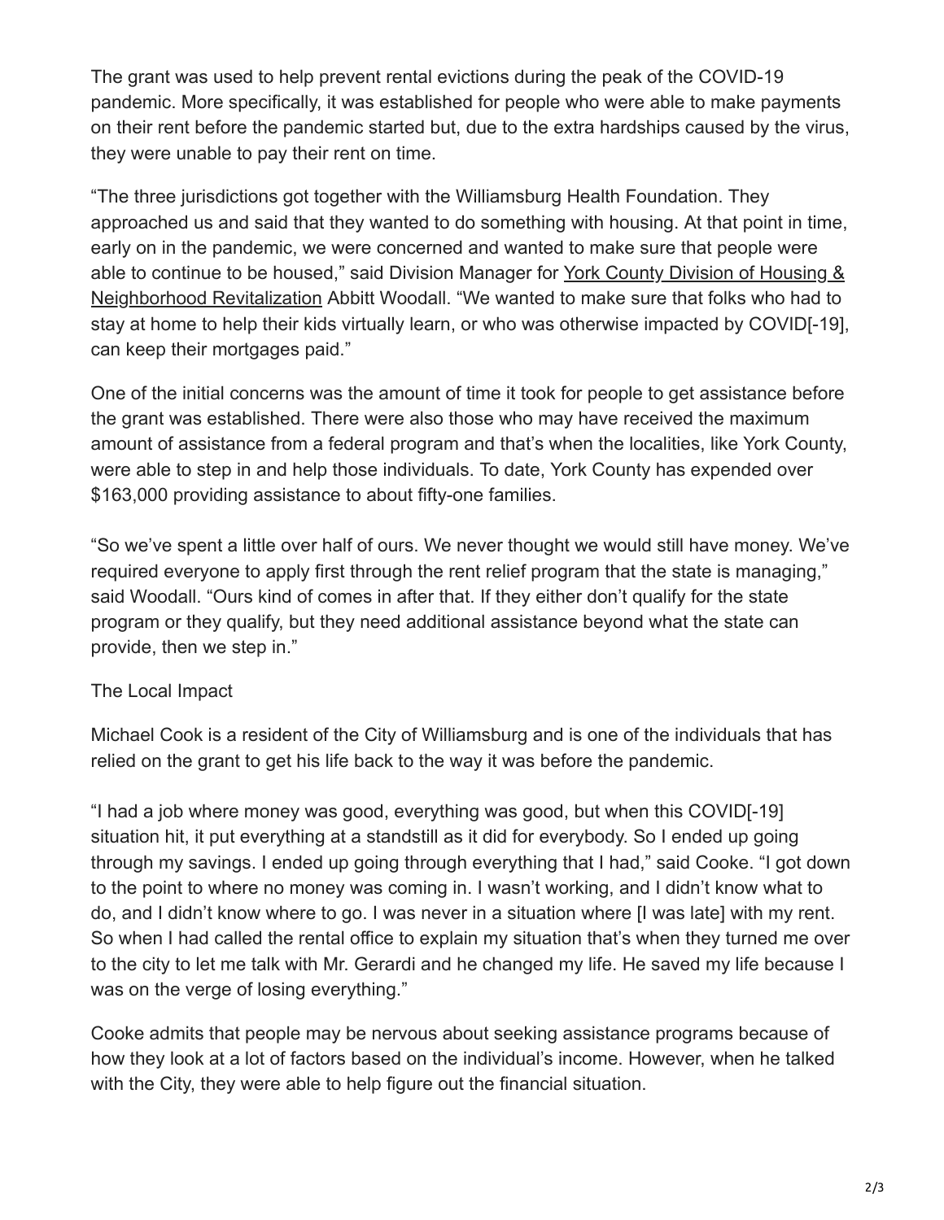The grant was used to help prevent rental evictions during the peak of the COVID-19 pandemic. More specifically, it was established for people who were able to make payments on their rent before the pandemic started but, due to the extra hardships caused by the virus, they were unable to pay their rent on time.

"The three jurisdictions got together with the Williamsburg Health Foundation. They approached us and said that they wanted to do something with housing. At that point in time, early on in the pandemic, we were concerned and wanted to make sure that people were able to continue to be housed," said Division Manager for York County Division of Housing & Neighborhood Revitalization Abbitt Woodall. "We wanted to make sure that folks who had to stay at home to help their kids virtually learn, or who was otherwise impacted by COVID[-19], can keep their mortgages paid."

One of the initial concerns was the amount of time it took for people to get assistance before the grant was established. There were also those who may have received the maximum amount of assistance from a federal program and that's when the localities, like York County, were able to step in and help those individuals. To date, York County has expended over $163,000 providing assistance to about fifty-one families.

"So we've spent a little over half of ours. We never thought we would still have money. We've required everyone to apply first through the rent relief program that the state is managing," said Woodall. "Ours kind of comes in after that. If they either don't qualify for the state program or they qualify, but they need additional assistance beyond what the state can provide, then we step in."

## The Local Impact

Michael Cook is a resident of the City of Williamsburg and is one of the individuals that has relied on the grant to get his life back to the way it was before the pandemic.

"I had a job where money was good, everything was good, but when this COVID[-19] situation hit, it put everything at a standstill as it did for everybody. So I ended up going through my savings. I ended up going through everything that I had," said Cooke. "I got down to the point to where no money was coming in. I wasn't working, and I didn't know what to do, and I didn't know where to go. I was never in a situation where [I was late] with my rent. So when I had called the rental office to explain my situation that's when they turned me over to the city to let me talk with Mr. Gerardi and he changed my life. He saved my life because I was on the verge of losing everything."

Cooke admits that people may be nervous about seeking assistance programs because of how they look at a lot of factors based on the individual's income. However, when he talked with the City, they were able to help figure out the financial situation.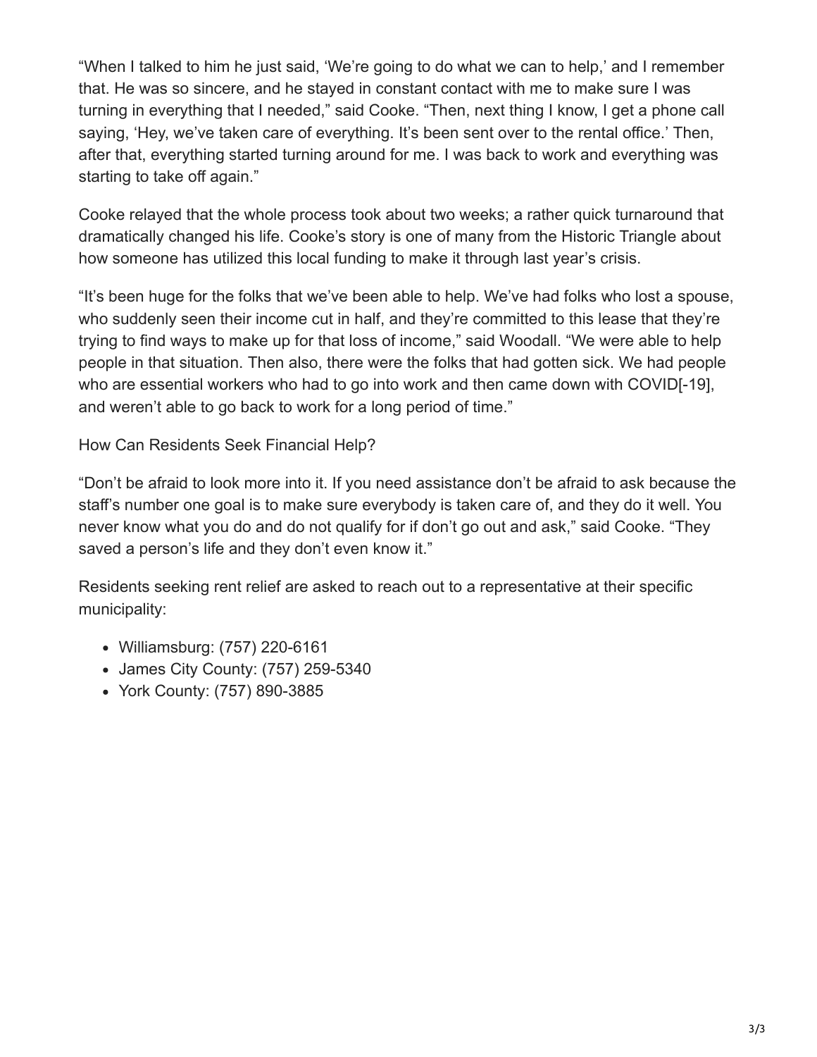"When I talked to him he just said, 'We're going to do what we can to help,' and I remember that. He was so sincere, and he stayed in constant contact with me to make sure I was turning in everything that I needed," said Cooke. "Then, next thing I know, I get a phone call saying, 'Hey, we've taken care of everything. It's been sent over to the rental office.' Then, after that, everything started turning around for me. I was back to work and everything was starting to take off again."

Cooke relayed that the whole process took about two weeks; a rather quick turnaround that dramatically changed his life. Cooke's story is one of many from the Historic Triangle about how someone has utilized this local funding to make it through last year's crisis.

"It's been huge for the folks that we've been able to help. We've had folks who lost a spouse, who suddenly seen their income cut in half, and they're committed to this lease that they're trying to find ways to make up for that loss of income," said Woodall. "We were able to help people in that situation. Then also, there were the folks that had gotten sick. We had people who are essential workers who had to go into work and then came down with COVID[-19], and weren't able to go back to work for a long period of time."

How Can Residents Seek Financial Help?

"Don't be afraid to look more into it. If you need assistance don't be afraid to ask because the staff's number one goal is to make sure everybody is taken care of, and they do it well. You never know what you do and do not qualify for if don't go out and ask," said Cooke. "They saved a person's life and they don't even know it."

Residents seeking rent relief are asked to reach out to a representative at their specific municipality:

- Williamsburg: (757) 220-6161
- James City County: (757) 259-5340
- York County: (757) 890-3885